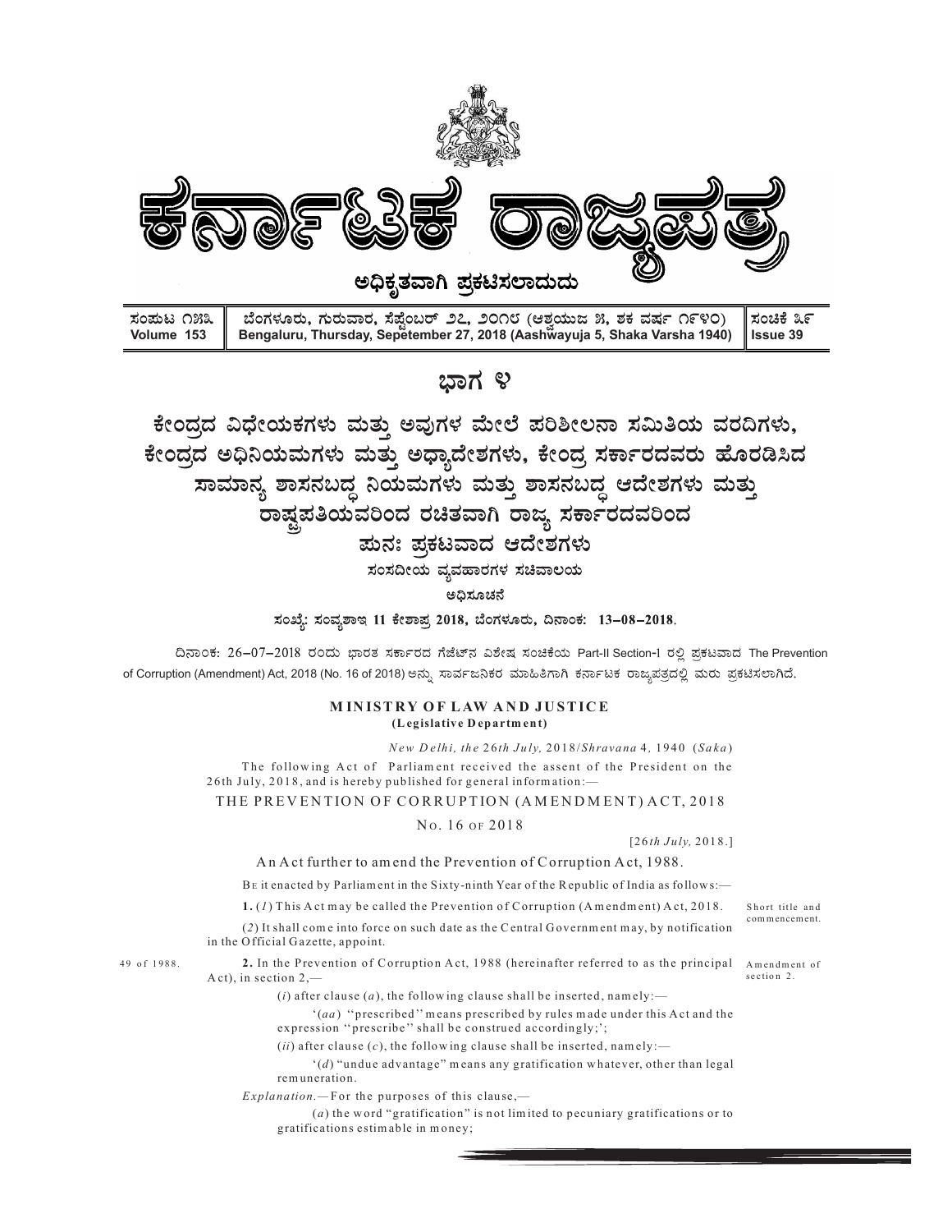# ಕರ್ನಾಟಕ ರಾಜ್ಯಪತ್ರ

**ಅಧಿಕೃತವಾಗಿ ಪ್ರಕಟಿಸಲಾದುದು**

| ಸಂಪುಟ ೧೫೩<br>Volume 153 | ಬೆಂಗಳೂರು, ಗುರುವಾರ, ಸೆಪ್ಟೆಂಬರ್ ೨೭, ೨೦೧೮ (ಆಶ್ವಯುಜ ೫, ಶಕ ವರ್ಷ ೧೯೪೦)<br>Bengaluru, Thursday, Sepetember 27, 2018 (Aashwayuja 5, Shaka Varsha 1940) | ಸಂಚಿಕೆ ೩೯<br>Issue 39 |
|---|---|---|

## ಭಾಗ ೪

## ಕೇಂದ್ರದ ವಿಧೇಯಕಗಳು ಮತ್ತು ಅವುಗಳ ಮೇಲೆ ಪರಿಶೀಲನಾ ಸಮಿತಿಯ ವರದಿಗಳು, ಕೇಂದ್ರದ ಅಧಿನಿಯಮಗಳು ಮತ್ತು ಅಧ್ಯಾದೇಶಗಳು, ಕೇಂದ್ರ ಸರ್ಕಾರದವರು ಹೊರಡಿಸಿದ ಸಾಮಾನ್ಯ ಶಾಸನಬದ್ಧ ನಿಯಮಗಳು ಮತ್ತು ಶಾಸನಬದ್ಧ ಆದೇಶಗಳು ಮತ್ತು ರಾಷ್ಟ್ರಪತಿಯವರಿಂದ ರಚಿತವಾಗಿ ರಾಜ್ಯ ಸರ್ಕಾರದವರಿಂದ ಪುನಃ ಪ್ರಕಟವಾದ ಆದೇಶಗಳು

**ಸಂಸದೀಯ ವ್ಯವಹಾರಗಳ ಸಚಿವಾಲಯ**

**ಅಧಿಸೂಚನೆ**

**ಸಂಖ್ಯೆ: ಸಂವ್ಯಶಾಇ 11 ಕೇಶಾಪ್ರ 2018, ಬೆಂಗಳೂರು, ದಿನಾಂಕ: 13-08-2018.**

ದಿನಾಂಕ: 26-07-2018 ರಂದು ಭಾರತ ಸರ್ಕಾರದ ಗೆಜೆಟ್‌ನ ವಿಶೇಷ ಸಂಚಿಕೆಯ Part-II Section-I ರಲ್ಲಿ ಪ್ರಕಟವಾದ The Prevention of Corruption (Amendment) Act, 2018 (No. 16 of 2018) ಅನ್ನು ಸಾರ್ವಜನಿಕರ ಮಾಹಿತಿಗಾಗಿ ಕರ್ನಾಟಕ ರಾಜ್ಯಪತ್ರದಲ್ಲಿ ಮರು ಪ್ರಕಟಿಸಲಾಗಿದೆ.

**MINISTRY OF LAW AND JUSTICE**
**(Legislative Department)**

*New Delhi, the 26th July, 2018/Shravana 4, 1940 (Saka)*

The following Act of Parliament received the assent of the President on the 26th July, 2018, and is hereby published for general information:—

THE PREVENTION OF CORRUPTION (AMENDMENT) ACT, 2018

No. 16 of 2018

[26*th July,* 2018.]

An Act further to amend the Prevention of Corruption Act, 1988.

Be it enacted by Parliament in the Sixty-ninth Year of the Republic of India as follows:—

*Short title and commencement.*

**1.** (*1*) This Act may be called the Prevention of Corruption (Amendment) Act, 2018.

(*2*) It shall come into force on such date as the Central Government may, by notification in the Official Gazette, appoint.

*49 of 1988.* — *Amendment of section 2.*

**2.** In the Prevention of Corruption Act, 1988 (hereinafter referred to as the principal Act), in section 2,—

(*i*) after clause (*a*), the following clause shall be inserted, namely:—

'(*aa*) "prescribed" means prescribed by rules made under this Act and the expression "prescribe" shall be construed accordingly;';

(*ii*) after clause (*c*), the following clause shall be inserted, namely:—

'(*d*) "undue advantage" means any gratification whatever, other than legal remuneration.

*Explanation*.—For the purposes of this clause,—

(*a*) the word "gratification" is not limited to pecuniary gratifications or to gratifications estimable in money;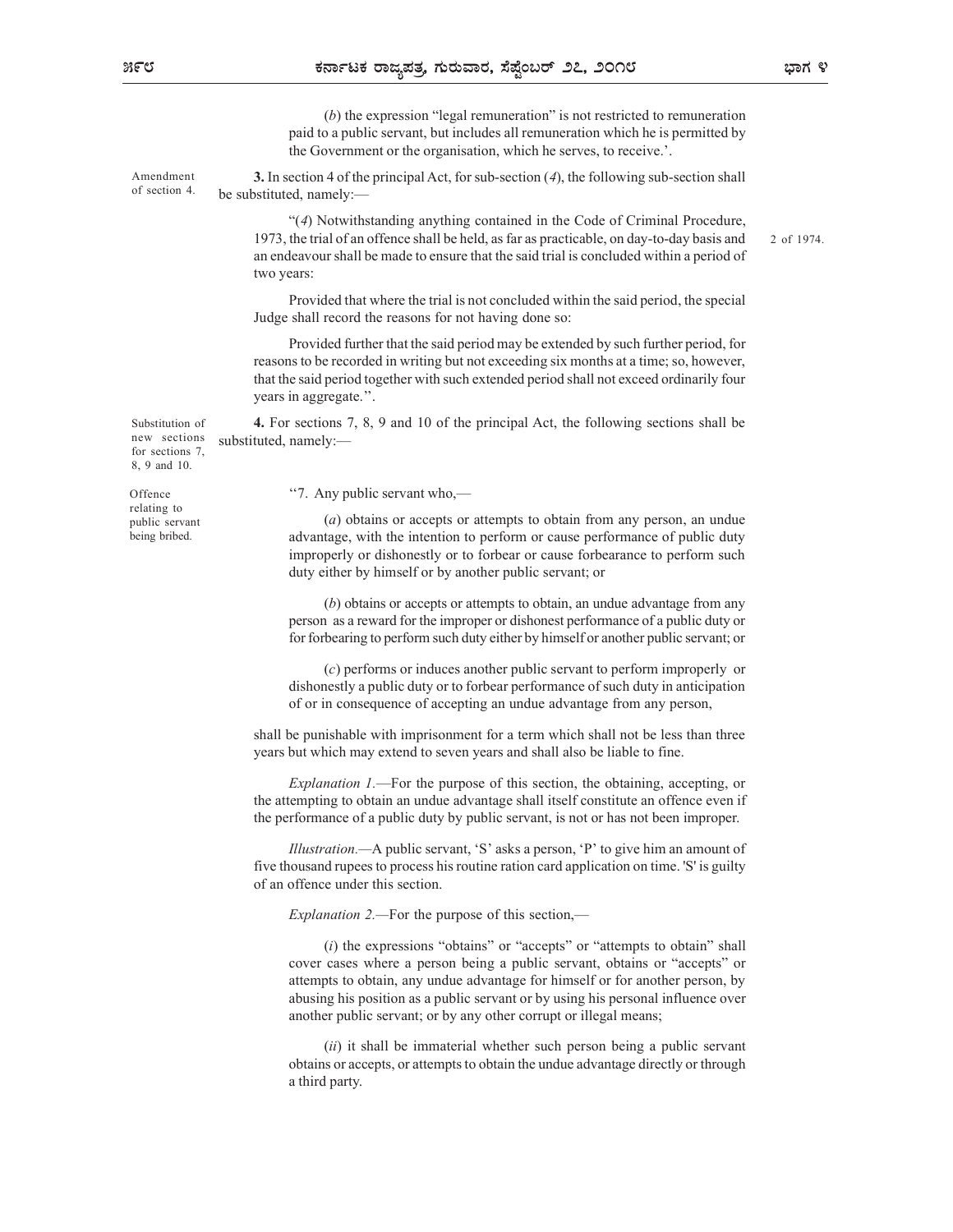(*b*) the expression "legal remuneration" is not restricted to remuneration paid to a public servant, but includes all remuneration which he is permitted by the Government or the organisation, which he serves, to receive.'.

Amendment of section 4.

**3.** In section 4 of the principal Act, for sub-section (*4*), the following sub-section shall be substituted, namely:—

"(*4*) Notwithstanding anything contained in the Code of Criminal Procedure, 1973, the trial of an offence shall be held, as far as practicable, on day-to-day basis and an endeavour shall be made to ensure that the said trial is concluded within a period of two years:

2 of 1974.

Provided that where the trial is not concluded within the said period, the special Judge shall record the reasons for not having done so:

Provided further that the said period may be extended by such further period, for reasons to be recorded in writing but not exceeding six months at a time; so, however, that the said period together with such extended period shall not exceed ordinarily four years in aggregate.".

Substitution of new sections for sections 7, 8, 9 and 10.

**4.** For sections 7, 8, 9 and 10 of the principal Act, the following sections shall be substituted, namely:—

Offence relating to public servant being bribed.

"7. Any public servant who,—

(*a*) obtains or accepts or attempts to obtain from any person, an undue advantage, with the intention to perform or cause performance of public duty improperly or dishonestly or to forbear or cause forbearance to perform such duty either by himself or by another public servant; or

(*b*) obtains or accepts or attempts to obtain, an undue advantage from any person as a reward for the improper or dishonest performance of a public duty or for forbearing to perform such duty either by himself or another public servant; or

(*c*) performs or induces another public servant to perform improperly or dishonestly a public duty or to forbear performance of such duty in anticipation of or in consequence of accepting an undue advantage from any person,

shall be punishable with imprisonment for a term which shall not be less than three years but which may extend to seven years and shall also be liable to fine.

*Explanation 1.*—For the purpose of this section, the obtaining, accepting, or the attempting to obtain an undue advantage shall itself constitute an offence even if the performance of a public duty by public servant, is not or has not been improper.

*Illustration.*—A public servant, 'S' asks a person, 'P' to give him an amount of five thousand rupees to process his routine ration card application on time. 'S' is guilty of an offence under this section.

*Explanation 2.*—For the purpose of this section,—

(*i*) the expressions "obtains" or "accepts" or "attempts to obtain" shall cover cases where a person being a public servant, obtains or "accepts" or attempts to obtain, any undue advantage for himself or for another person, by abusing his position as a public servant or by using his personal influence over another public servant; or by any other corrupt or illegal means;

(*ii*) it shall be immaterial whether such person being a public servant obtains or accepts, or attempts to obtain the undue advantage directly or through a third party.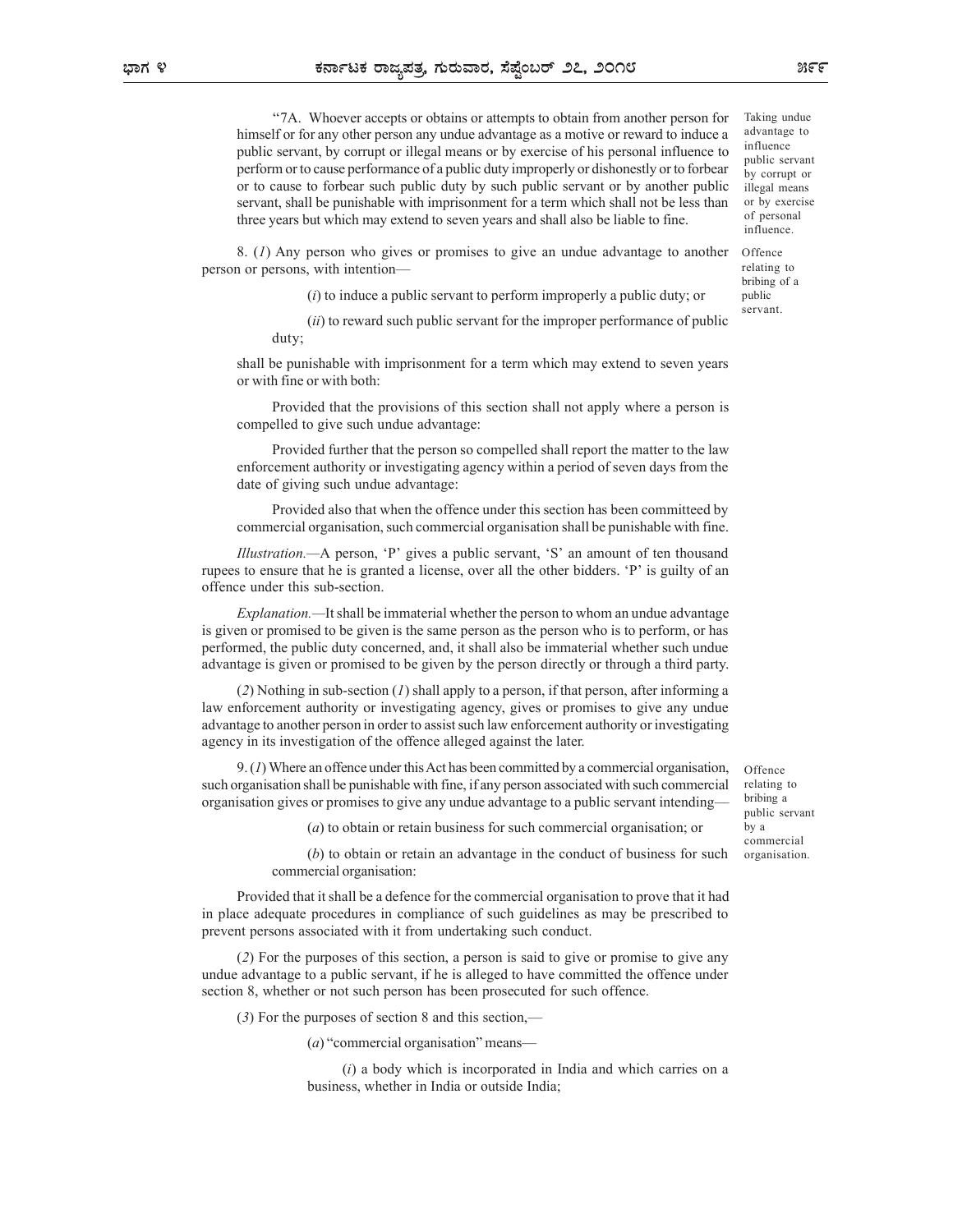"7A. Whoever accepts or obtains or attempts to obtain from another person for himself or for any other person any undue advantage as a motive or reward to induce a public servant, by corrupt or illegal means or by exercise of his personal influence to perform or to cause performance of a public duty improperly or dishonestly or to forbear or to cause to forbear such public duty by such public servant or by another public servant, shall be punishable with imprisonment for a term which shall not be less than three years but which may extend to seven years and shall also be liable to fine.

*Taking undue advantage to influence public servant by corrupt or illegal means or by exercise of personal influence.*

*Offence relating to bribing of a public servant.*

8. (*1*) Any person who gives or promises to give an undue advantage to another person or persons, with intention—

(*i*) to induce a public servant to perform improperly a public duty; or

(*ii*) to reward such public servant for the improper performance of public duty;

shall be punishable with imprisonment for a term which may extend to seven years or with fine or with both:

Provided that the provisions of this section shall not apply where a person is compelled to give such undue advantage:

Provided further that the person so compelled shall report the matter to the law enforcement authority or investigating agency within a period of seven days from the date of giving such undue advantage:

Provided also that when the offence under this section has been committeed by commercial organisation, such commercial organisation shall be punishable with fine.

*Illustration.*—A person, 'P' gives a public servant, 'S' an amount of ten thousand rupees to ensure that he is granted a license, over all the other bidders. 'P' is guilty of an offence under this sub-section.

*Explanation.*—It shall be immaterial whether the person to whom an undue advantage is given or promised to be given is the same person as the person who is to perform, or has performed, the public duty concerned, and, it shall also be immaterial whether such undue advantage is given or promised to be given by the person directly or through a third party.

(*2*) Nothing in sub-section (*1*) shall apply to a person, if that person, after informing a law enforcement authority or investigating agency, gives or promises to give any undue advantage to another person in order to assist such law enforcement authority or investigating agency in its investigation of the offence alleged against the later.

*Offence relating to bribing a public servant by a commercial organisation.*

9. (*1*) Where an offence under this Act has been committed by a commercial organisation, such organisation shall be punishable with fine, if any person associated with such commercial organisation gives or promises to give any undue advantage to a public servant intending—

(*a*) to obtain or retain business for such commercial organisation; or

(*b*) to obtain or retain an advantage in the conduct of business for such commercial organisation:

Provided that it shall be a defence for the commercial organisation to prove that it had in place adequate procedures in compliance of such guidelines as may be prescribed to prevent persons associated with it from undertaking such conduct.

(*2*) For the purposes of this section, a person is said to give or promise to give any undue advantage to a public servant, if he is alleged to have committed the offence under section 8, whether or not such person has been prosecuted for such offence.

(*3*) For the purposes of section 8 and this section,—

(*a*) "commercial organisation" means—

(*i*) a body which is incorporated in India and which carries on a business, whether in India or outside India;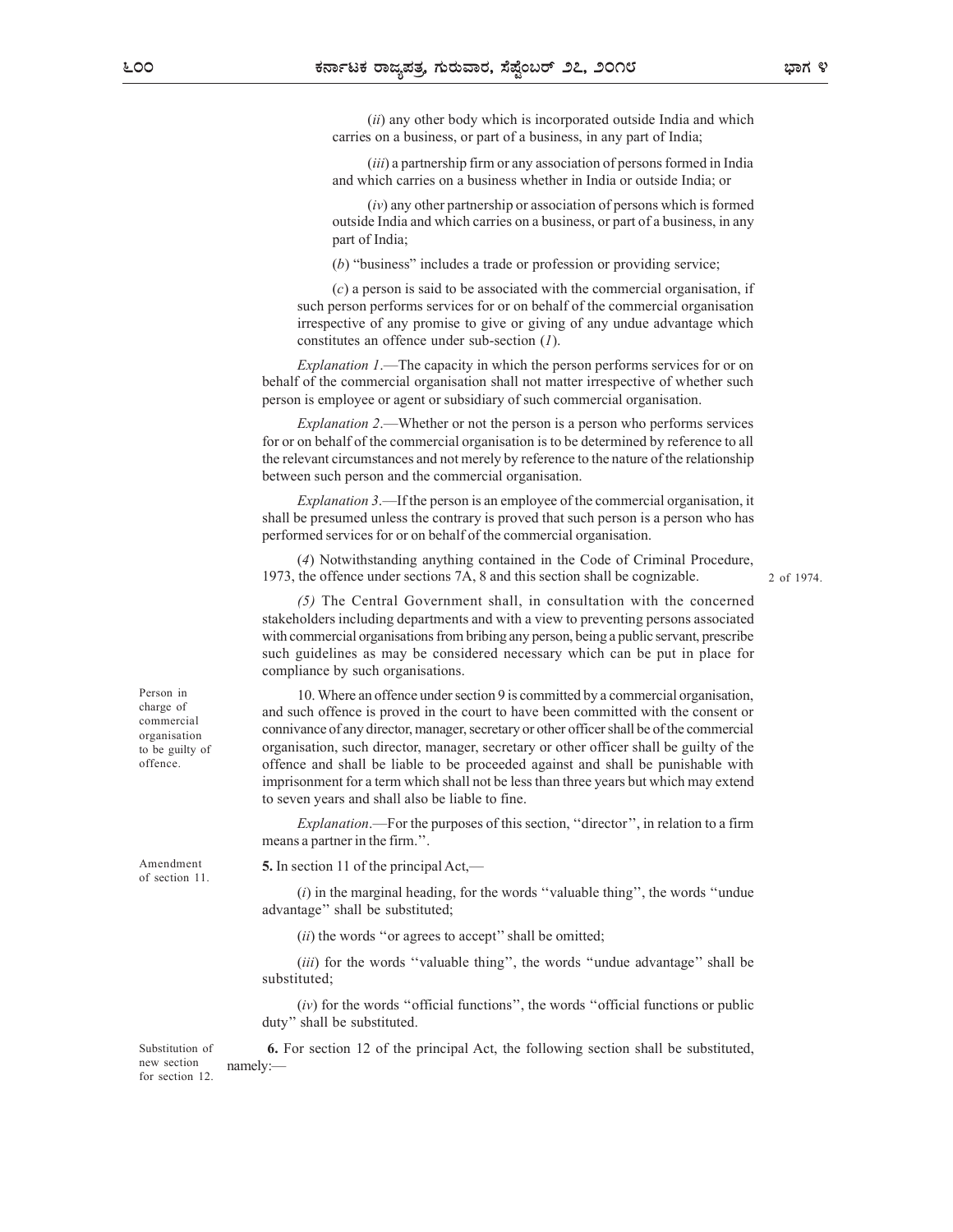(*ii*) any other body which is incorporated outside India and which carries on a business, or part of a business, in any part of India;

(*iii*) a partnership firm or any association of persons formed in India and which carries on a business whether in India or outside India; or

(*iv*) any other partnership or association of persons which is formed outside India and which carries on a business, or part of a business, in any part of India;

(*b*) "business" includes a trade or profession or providing service;

(*c*) a person is said to be associated with the commercial organisation, if such person performs services for or on behalf of the commercial organisation irrespective of any promise to give or giving of any undue advantage which constitutes an offence under sub-section (*1*).

*Explanation 1*.—The capacity in which the person performs services for or on behalf of the commercial organisation shall not matter irrespective of whether such person is employee or agent or subsidiary of such commercial organisation.

*Explanation 2*.—Whether or not the person is a person who performs services for or on behalf of the commercial organisation is to be determined by reference to all the relevant circumstances and not merely by reference to the nature of the relationship between such person and the commercial organisation.

*Explanation 3*.—If the person is an employee of the commercial organisation, it shall be presumed unless the contrary is proved that such person is a person who has performed services for or on behalf of the commercial organisation.

(*4*) Notwithstanding anything contained in the Code of Criminal Procedure, 1973, the offence under sections 7A, 8 and this section shall be cognizable. (2 of 1974.)

*(5)* The Central Government shall, in consultation with the concerned stakeholders including departments and with a view to preventing persons associated with commercial organisations from bribing any person, being a public servant, prescribe such guidelines as may be considered necessary which can be put in place for compliance by such organisations.

Person in charge of commercial organisation to be guilty of offence.

10. Where an offence under section 9 is committed by a commercial organisation, and such offence is proved in the court to have been committed with the consent or connivance of any director, manager, secretary or other officer shall be of the commercial organisation, such director, manager, secretary or other officer shall be guilty of the offence and shall be liable to be proceeded against and shall be punishable with imprisonment for a term which shall not be less than three years but which may extend to seven years and shall also be liable to fine.

*Explanation*.—For the purposes of this section, ''director'', in relation to a firm means a partner in the firm.''.

Amendment of section 11.

**5.** In section 11 of the principal Act,—

(*i*) in the marginal heading, for the words ''valuable thing'', the words ''undue advantage'' shall be substituted;

(*ii*) the words ''or agrees to accept'' shall be omitted;

(*iii*) for the words ''valuable thing'', the words ''undue advantage'' shall be substituted;

(*iv*) for the words ''official functions'', the words ''official functions or public duty'' shall be substituted.

Substitution of new section for section 12.

**6.** For section 12 of the principal Act, the following section shall be substituted, namely:—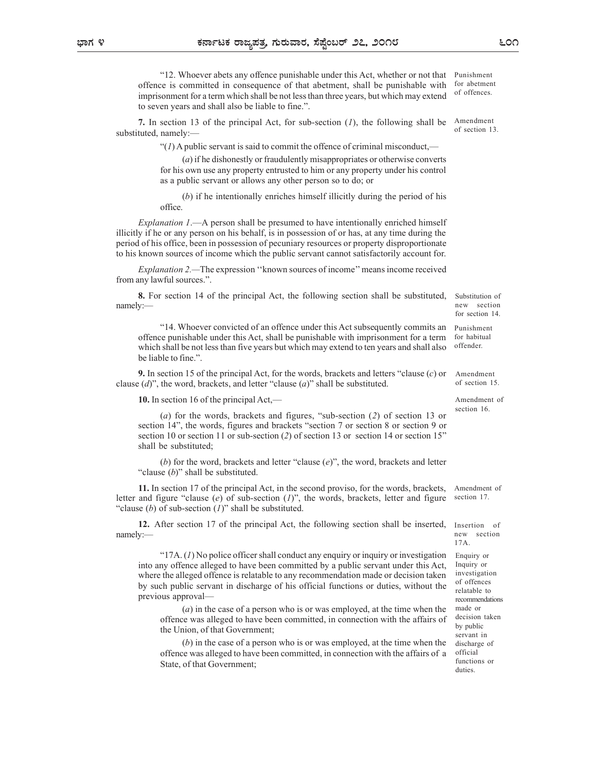"12. Whoever abets any offence punishable under this Act, whether or not that offence is committed in consequence of that abetment, shall be punishable with imprisonment for a term which shall be not less than three years, but which may extend to seven years and shall also be liable to fine.".

Punishment for abetment of offences.

**7.** In section 13 of the principal Act, for sub-section (*1*), the following shall be substituted, namely:—

Amendment of section 13.

"(*1*) A public servant is said to commit the offence of criminal misconduct,—

(*a*) if he dishonestly or fraudulently misappropriates or otherwise converts for his own use any property entrusted to him or any property under his control as a public servant or allows any other person so to do; or

(*b*) if he intentionally enriches himself illicitly during the period of his office.

*Explanation 1*.—A person shall be presumed to have intentionally enriched himself illicitly if he or any person on his behalf, is in possession of or has, at any time during the period of his office, been in possession of pecuniary resources or property disproportionate to his known sources of income which the public servant cannot satisfactorily account for.

*Explanation 2.*—The expression ''known sources of income'' means income received from any lawful sources.".

**8.** For section 14 of the principal Act, the following section shall be substituted, namely:—

Substitution of new section for section 14.

"14. Whoever convicted of an offence under this Act subsequently commits an offence punishable under this Act, shall be punishable with imprisonment for a term which shall be not less than five years but which may extend to ten years and shall also be liable to fine.".

Punishment for habitual offender.

**9.** In section 15 of the principal Act, for the words, brackets and letters "clause (*c*) or clause (*d*)", the word, brackets, and letter "clause (*a*)" shall be substituted.

Amendment of section 15.

**10.** In section 16 of the principal Act,—

Amendment of section 16.

(*a*) for the words, brackets and figures, "sub-section (*2*) of section 13 or section 14", the words, figures and brackets "section 7 or section 8 or section 9 or section 10 or section 11 or sub-section (*2*) of section 13 or section 14 or section 15" shall be substituted;

(*b*) for the word, brackets and letter "clause (*e*)", the word, brackets and letter "clause (*b*)" shall be substituted.

**11.** In section 17 of the principal Act, in the second proviso, for the words, brackets, letter and figure "clause (*e*) of sub-section (*1*)", the words, brackets, letter and figure "clause (*b*) of sub-section (*1*)" shall be substituted.

Amendment of section 17.

**12.** After section 17 of the principal Act, the following section shall be inserted, namely:—

Insertion of new section 17A.

"17A. (*1*) No police officer shall conduct any enquiry or inquiry or investigation into any offence alleged to have been committed by a public servant under this Act, where the alleged offence is relatable to any recommendation made or decision taken by such public servant in discharge of his official functions or duties, without the previous approval—

Enquiry or Inquiry or investigation of offences relatable to recommendations made or decision taken by public servant in discharge of official functions or duties.

(*a*) in the case of a person who is or was employed, at the time when the offence was alleged to have been committed, in connection with the affairs of the Union, of that Government;

(*b*) in the case of a person who is or was employed, at the time when the offence was alleged to have been committed, in connection with the affairs of a State, of that Government;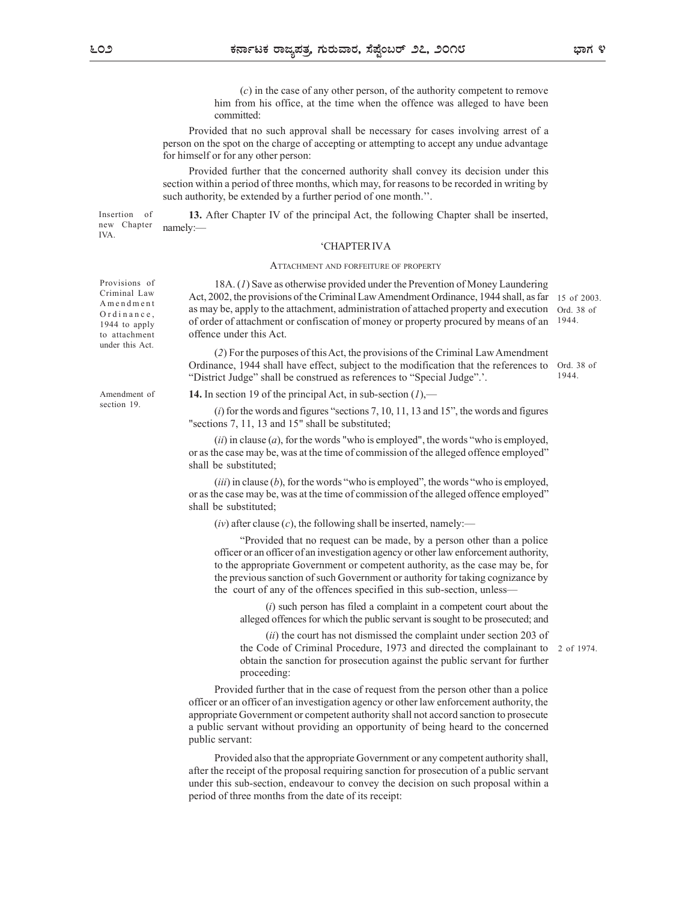(*c*) in the case of any other person, of the authority competent to remove him from his office, at the time when the offence was alleged to have been committed:

Provided that no such approval shall be necessary for cases involving arrest of a person on the spot on the charge of accepting or attempting to accept any undue advantage for himself or for any other person:

Provided further that the concerned authority shall convey its decision under this section within a period of three months, which may, for reasons to be recorded in writing by such authority, be extended by a further period of one month.''.

Insertion of new Chapter IVA.

**13.** After Chapter IV of the principal Act, the following Chapter shall be inserted, namely:—

'CHAPTER IVA

ATTACHMENT AND FORFEITURE OF PROPERTY

Provisions of Criminal Law Amendment Ordinance, 1944 to apply to attachment under this Act.

18A. (*1*) Save as otherwise provided under the Prevention of Money Laundering Act, 2002, the provisions of the Criminal Law Amendment Ordinance, 1944 shall, as far as may be, apply to the attachment, administration of attached property and execution of order of attachment or confiscation of money or property procured by means of an offence under this Act.

15 of 2003. Ord. 38 of 1944.

(*2*) For the purposes of this Act, the provisions of the Criminal Law Amendment Ordinance, 1944 shall have effect, subject to the modification that the references to "District Judge" shall be construed as references to "Special Judge".'.

Ord. 38 of 1944.

Amendment of section 19.

**14.** In section 19 of the principal Act, in sub-section (*1*),—

(*i*) for the words and figures "sections 7, 10, 11, 13 and 15", the words and figures "sections 7, 11, 13 and 15" shall be substituted;

(*ii*) in clause (*a*), for the words "who is employed", the words "who is employed, or as the case may be, was at the time of commission of the alleged offence employed" shall be substituted;

(*iii*) in clause (*b*), for the words "who is employed", the words "who is employed, or as the case may be, was at the time of commission of the alleged offence employed" shall be substituted;

(*iv*) after clause (*c*), the following shall be inserted, namely:—

"Provided that no request can be made, by a person other than a police officer or an officer of an investigation agency or other law enforcement authority, to the appropriate Government or competent authority, as the case may be, for the previous sanction of such Government or authority for taking cognizance by the court of any of the offences specified in this sub-section, unless—

(*i*) such person has filed a complaint in a competent court about the alleged offences for which the public servant is sought to be prosecuted; and

(*ii*) the court has not dismissed the complaint under section 203 of the Code of Criminal Procedure, 1973 and directed the complainant to obtain the sanction for prosecution against the public servant for further proceeding:

2 of 1974.

Provided further that in the case of request from the person other than a police officer or an officer of an investigation agency or other law enforcement authority, the appropriate Government or competent authority shall not accord sanction to prosecute a public servant without providing an opportunity of being heard to the concerned public servant:

Provided also that the appropriate Government or any competent authority shall, after the receipt of the proposal requiring sanction for prosecution of a public servant under this sub-section, endeavour to convey the decision on such proposal within a period of three months from the date of its receipt: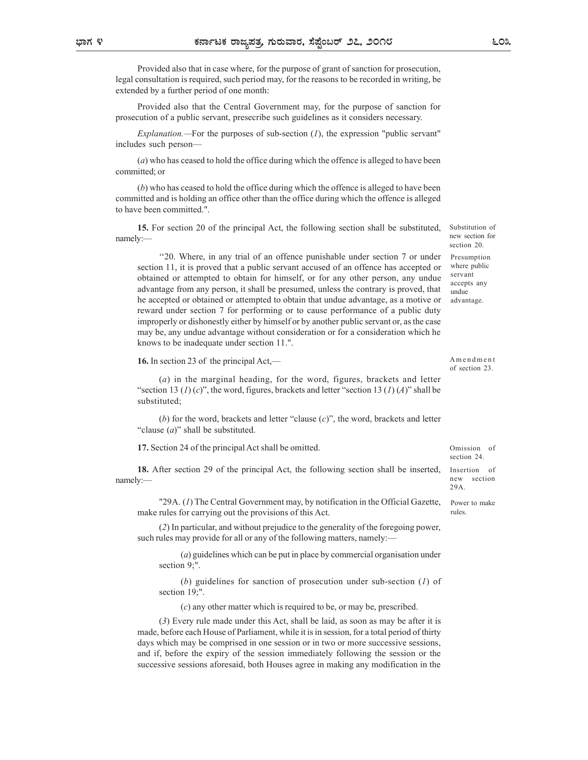Provided also that in case where, for the purpose of grant of sanction for prosecution, legal consultation is required, such period may, for the reasons to be recorded in writing, be extended by a further period of one month:

Provided also that the Central Government may, for the purpose of sanction for prosecution of a public servant, presecribe such guidelines as it considers necessary.

*Explanation.*—For the purposes of sub-section (*1*), the expression "public servant" includes such person—

(*a*) who has ceased to hold the office during which the offence is alleged to have been committed; or

(*b*) who has ceased to hold the office during which the offence is alleged to have been committed and is holding an office other than the office during which the offence is alleged to have been committed.".

Substitution of new section for section 20.

**15.** For section 20 of the principal Act, the following section shall be substituted, namely:—

Presumption where public servant accepts any undue advantage.

"20. Where, in any trial of an offence punishable under section 7 or under section 11, it is proved that a public servant accused of an offence has accepted or obtained or attempted to obtain for himself, or for any other person, any undue advantage from any person, it shall be presumed, unless the contrary is proved, that he accepted or obtained or attempted to obtain that undue advantage, as a motive or reward under section 7 for performing or to cause performance of a public duty improperly or dishonestly either by himself or by another public servant or, as the case may be, any undue advantage without consideration or for a consideration which he knows to be inadequate under section 11.".

Amendment of section 23.

**16.** In section 23 of the principal Act,—

(*a*) in the marginal heading, for the word, figures, brackets and letter "section 13 (*1*) (*c*)", the word, figures, brackets and letter "section 13 (*1*) (*A*)" shall be substituted;

(*b*) for the word, brackets and letter "clause (*c*)", the word, brackets and letter "clause (*a*)" shall be substituted.

Omission of section 24.

**17.** Section 24 of the principal Act shall be omitted.

Insertion of new section 29A.

**18.** After section 29 of the principal Act, the following section shall be inserted, namely:—

Power to make rules.

"29A. (*1*) The Central Government may, by notification in the Official Gazette, make rules for carrying out the provisions of this Act.

(*2*) In particular, and without prejudice to the generality of the foregoing power, such rules may provide for all or any of the following matters, namely:—

(*a*) guidelines which can be put in place by commercial organisation under section 9;".

(*b*) guidelines for sanction of prosecution under sub-section (*1*) of section 19;".

(*c*) any other matter which is required to be, or may be, prescribed.

(*3*) Every rule made under this Act, shall be laid, as soon as may be after it is made, before each House of Parliament, while it is in session, for a total period of thirty days which may be comprised in one session or in two or more successive sessions, and if, before the expiry of the session immediately following the session or the successive sessions aforesaid, both Houses agree in making any modification in the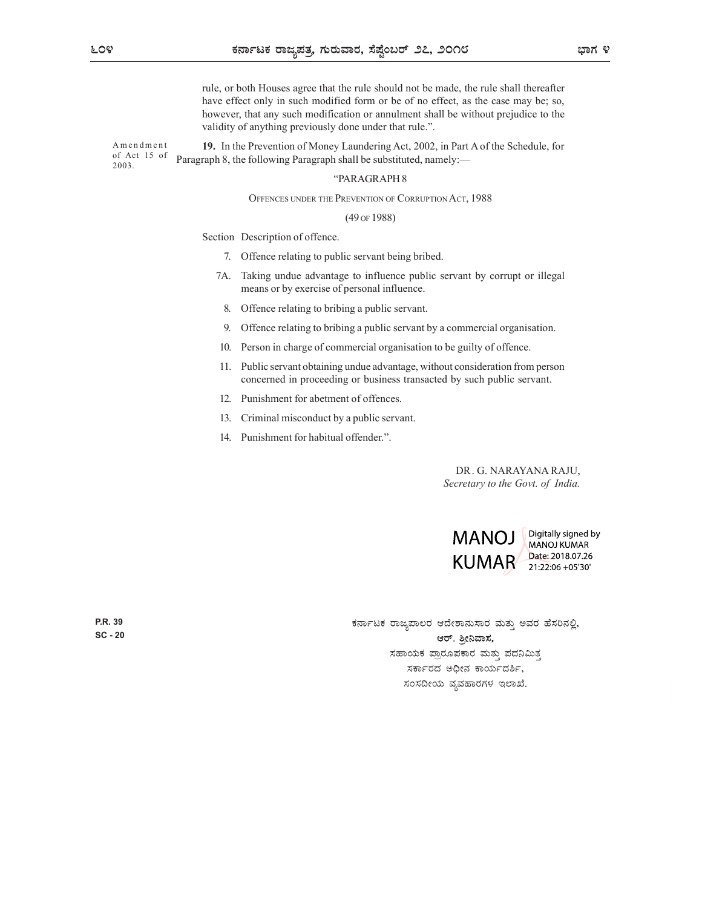rule, or both Houses agree that the rule should not be made, the rule shall thereafter have effect only in such modified form or be of no effect, as the case may be; so, however, that any such modification or annulment shall be without prejudice to the validity of anything previously done under that rule.".

Amendment of Act 15 of 2003.

**19.** In the Prevention of Money Laundering Act, 2002, in Part A of the Schedule, for Paragraph 8, the following Paragraph shall be substituted, namely:—

"PARAGRAPH 8

OFFENCES UNDER THE PREVENTION OF CORRUPTION ACT, 1988

(49 OF 1988)

| Section | Description of offence. |
|---|---|
| 7. | Offence relating to public servant being bribed. |
| 7A. | Taking undue advantage to influence public servant by corrupt or illegal means or by exercise of personal influence. |
| 8. | Offence relating to bribing a public servant. |
| 9. | Offence relating to bribing a public servant by a commercial organisation. |
| 10. | Person in charge of commercial organisation to be guilty of offence. |
| 11. | Public servant obtaining undue advantage, without consideration from person concerned in proceeding or business transacted by such public servant. |
| 12. | Punishment for abetment of offences. |
| 13. | Criminal misconduct by a public servant. |
| 14. | Punishment for habitual offender.". |

DR. G. NARAYANA RAJU,
*Secretary to the Govt. of India.*

MANOJ KUMAR Digitally signed by MANOJ KUMAR Date: 2018.07.26 21:22:06 +05'30'

P.R. 39
SC - 20

ಕರ್ನಾಟಕ ರಾಜ್ಯಪಾಲರ ಆದೇಶಾನುಸಾರ ಮತ್ತು ಅವರ ಹೆಸರಿನಲ್ಲಿ,
**ಆರ್. ಶ್ರೀನಿವಾಸ,**
ಸಹಾಯಕ ಪ್ರಾರೂಪಕಾರ ಮತ್ತು ಪದನಿಮಿತ್ತ
ಸರ್ಕಾರದ ಅಧೀನ ಕಾರ್ಯದರ್ಶಿ,
ಸಂಸದೀಯ ವ್ಯವಹಾರಗಳ ಇಲಾಖೆ.